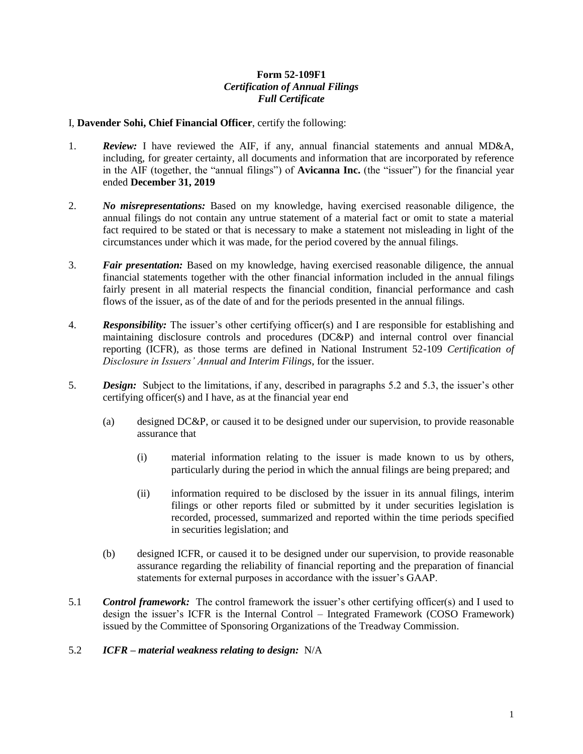**Form 52-109F1**
***Certification of Annual Filings***
***Full Certificate***

I, **Davender Sohi, Chief Financial Officer**, certify the following:

1. ***Review:*** I have reviewed the AIF, if any, annual financial statements and annual MD&A, including, for greater certainty, all documents and information that are incorporated by reference in the AIF (together, the "annual filings") of **Avicanna Inc.** (the "issuer") for the financial year ended **December 31, 2019**

2. ***No misrepresentations:*** Based on my knowledge, having exercised reasonable diligence, the annual filings do not contain any untrue statement of a material fact or omit to state a material fact required to be stated or that is necessary to make a statement not misleading in light of the circumstances under which it was made, for the period covered by the annual filings.

3. ***Fair presentation:*** Based on my knowledge, having exercised reasonable diligence, the annual financial statements together with the other financial information included in the annual filings fairly present in all material respects the financial condition, financial performance and cash flows of the issuer, as of the date of and for the periods presented in the annual filings.

4. ***Responsibility:*** The issuer's other certifying officer(s) and I are responsible for establishing and maintaining disclosure controls and procedures (DC&P) and internal control over financial reporting (ICFR), as those terms are defined in National Instrument 52-109 *Certification of Disclosure in Issuers' Annual and Interim Filings*, for the issuer.

5. ***Design:*** Subject to the limitations, if any, described in paragraphs 5.2 and 5.3, the issuer's other certifying officer(s) and I have, as at the financial year end

   (a) designed DC&P, or caused it to be designed under our supervision, to provide reasonable assurance that

      (i) material information relating to the issuer is made known to us by others, particularly during the period in which the annual filings are being prepared; and

      (ii) information required to be disclosed by the issuer in its annual filings, interim filings or other reports filed or submitted by it under securities legislation is recorded, processed, summarized and reported within the time periods specified in securities legislation; and

   (b) designed ICFR, or caused it to be designed under our supervision, to provide reasonable assurance regarding the reliability of financial reporting and the preparation of financial statements for external purposes in accordance with the issuer's GAAP.

5.1 ***Control framework:*** The control framework the issuer's other certifying officer(s) and I used to design the issuer's ICFR is the Internal Control – Integrated Framework (COSO Framework) issued by the Committee of Sponsoring Organizations of the Treadway Commission.

5.2 ***ICFR – material weakness relating to design:*** N/A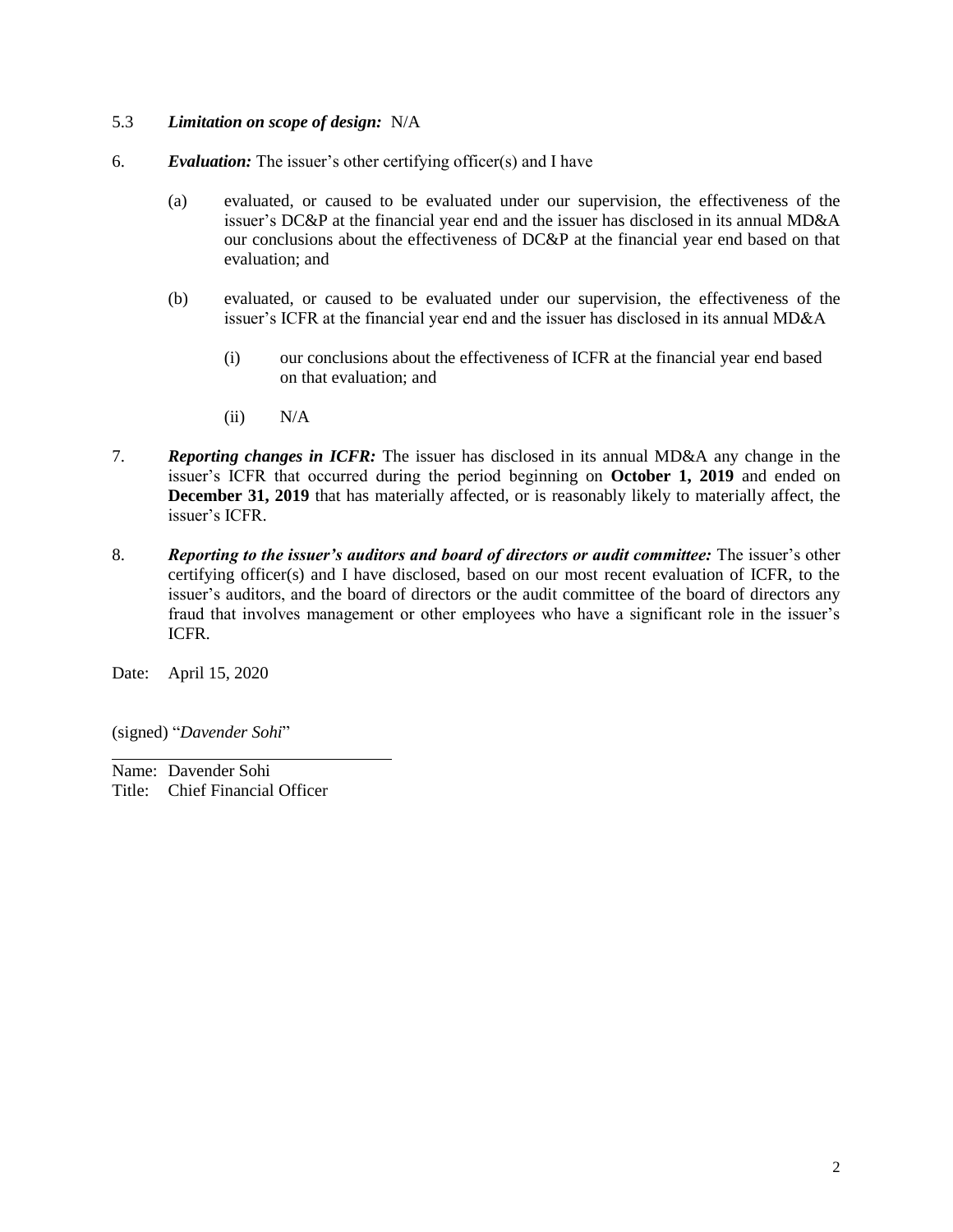5.3 ***Limitation on scope of design:*** N/A

6. ***Evaluation:*** The issuer's other certifying officer(s) and I have

   (a) evaluated, or caused to be evaluated under our supervision, the effectiveness of the issuer's DC&P at the financial year end and the issuer has disclosed in its annual MD&A our conclusions about the effectiveness of DC&P at the financial year end based on that evaluation; and

   (b) evaluated, or caused to be evaluated under our supervision, the effectiveness of the issuer's ICFR at the financial year end and the issuer has disclosed in its annual MD&A

      (i) our conclusions about the effectiveness of ICFR at the financial year end based on that evaluation; and

      (ii) N/A

7. ***Reporting changes in ICFR:*** The issuer has disclosed in its annual MD&A any change in the issuer's ICFR that occurred during the period beginning on **October 1, 2019** and ended on **December 31, 2019** that has materially affected, or is reasonably likely to materially affect, the issuer's ICFR.

8. ***Reporting to the issuer's auditors and board of directors or audit committee:*** The issuer's other certifying officer(s) and I have disclosed, based on our most recent evaluation of ICFR, to the issuer's auditors, and the board of directors or the audit committee of the board of directors any fraud that involves management or other employees who have a significant role in the issuer's ICFR.

Date: April 15, 2020

(signed) "*Davender Sohi*"

Name: Davender Sohi
Title: Chief Financial Officer